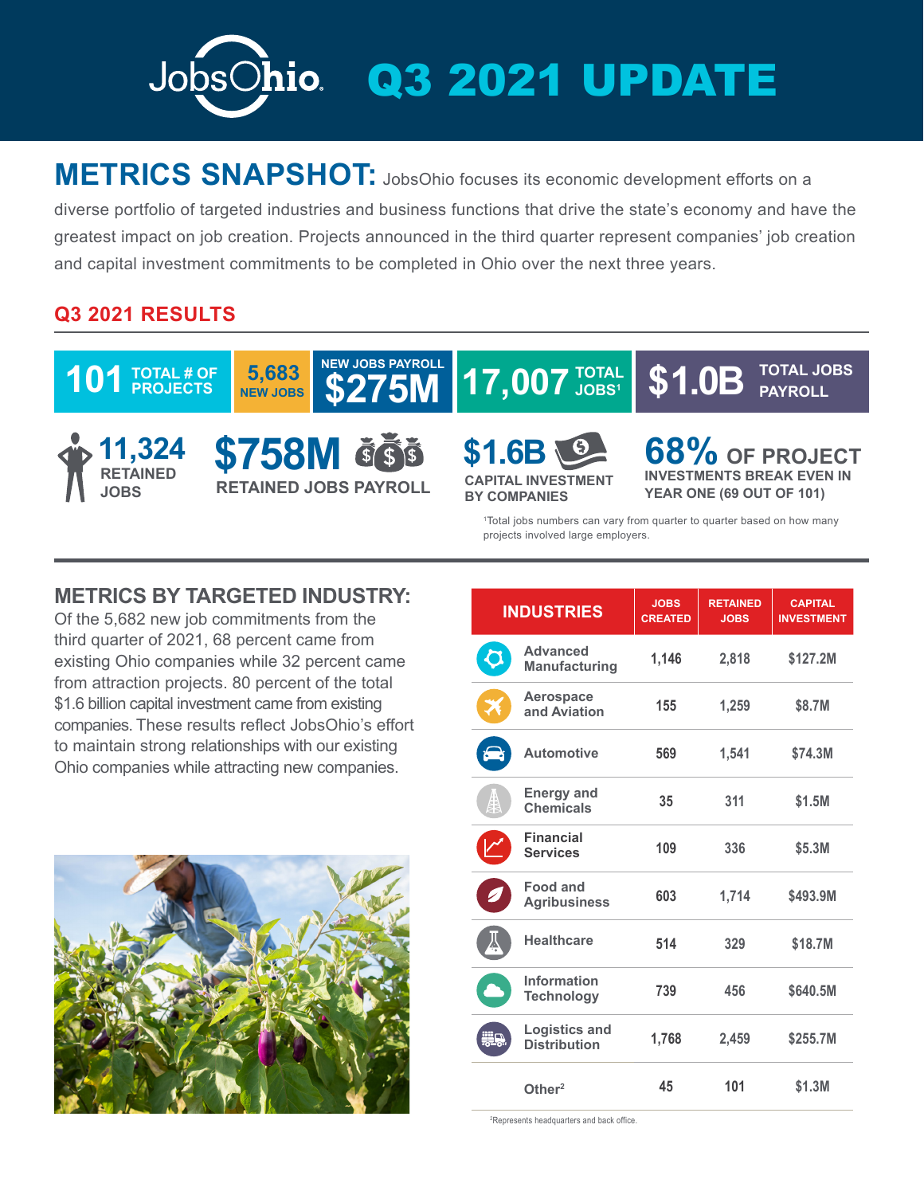# JobsOhio Q3 2021 UPDATE

## METRICS SNAPSHOT:

JobsOhio focuses its economic development efforts on a diverse portfolio of targeted industries and business functions that drive the state's economy and have the greatest impact on job creation. Projects announced in the third quarter represent companies' job creation and capital investment commitments to be completed in Ohio over the next three years.

### Q3 2021 RESULTS

- **101** TOTAL # OF PROJECTS
- **5,683** NEW JOBS
- NEW JOBS PAYROLL **$275M**
- **17,007** TOTAL JOBS[1]
- **$1.0B** TOTAL JOBS PAYROLL
- **11,324** RETAINED JOBS
- **$758M** RETAINED JOBS PAYROLL
- **$1.6B** CAPITAL INVESTMENT BY COMPANIES
- **68%** OF PROJECT INVESTMENTS BREAK EVEN IN YEAR ONE (69 OUT OF 101)

[1]Total jobs numbers can vary from quarter to quarter based on how many projects involved large employers.

## METRICS BY TARGETED INDUSTRY:

Of the 5,682 new job commitments from the third quarter of 2021, 68 percent came from existing Ohio companies while 32 percent came from attraction projects. 80 percent of the total $1.6 billion capital investment came from existing companies. These results reflect JobsOhio's effort to maintain strong relationships with our existing Ohio companies while attracting new companies.

| INDUSTRIES | JOBS CREATED | RETAINED JOBS | CAPITAL INVESTMENT |
|---|---|---|---|
| Advanced Manufacturing | 1,146 | 2,818 | $127.2M |
| Aerospace and Aviation | 155 | 1,259 | $8.7M |
| Automotive | 569 | 1,541 | $74.3M |
| Energy and Chemicals | 35 | 311 | $1.5M |
| Financial Services | 109 | 336 | $5.3M |
| Food and Agribusiness | 603 | 1,714 | $493.9M |
| Healthcare | 514 | 329 | $18.7M |
| Information Technology | 739 | 456 | $640.5M |
| Logistics and Distribution | 1,768 | 2,459 | $255.7M |
| Other[2] | 45 | 101 | $1.3M |

[2]Represents headquarters and back office.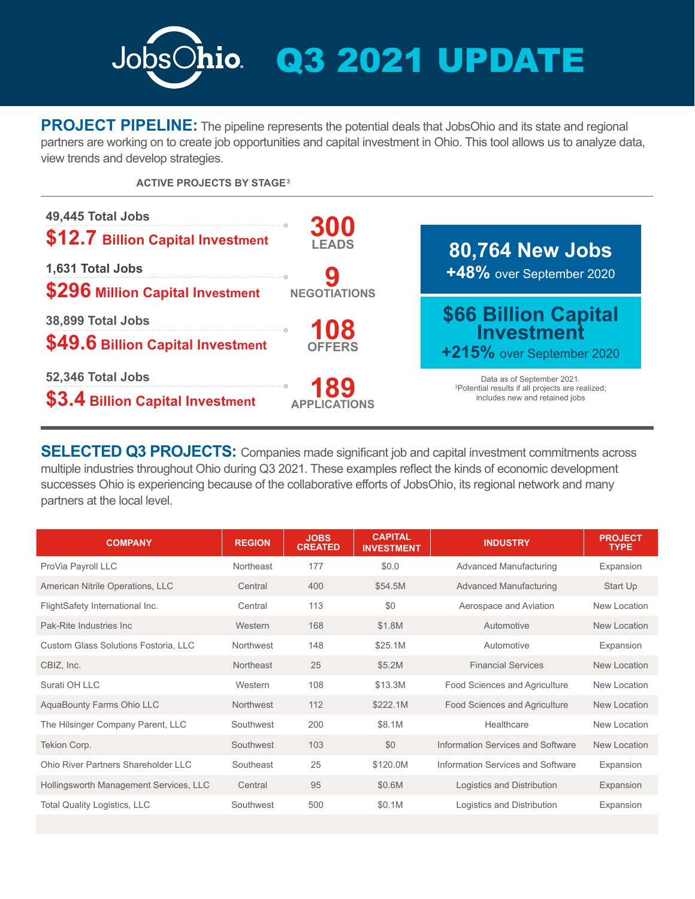# JobsOhio Q3 2021 UPDATE

**PROJECT PIPELINE:** The pipeline represents the potential deals that JobsOhio and its state and regional partners are working on to create job opportunities and capital investment in Ohio. This tool allows us to analyze data, view trends and develop strategies.

**ACTIVE PROJECTS BY STAGE**[3]

**49,445 Total Jobs**
**$12.7 Billion Capital Investment**
**300** LEADS

**1,631 Total Jobs**
**$296 Million Capital Investment**
**9** NEGOTIATIONS

**38,899 Total Jobs**
**$49.6 Billion Capital Investment**
**108** OFFERS

**52,346 Total Jobs**
**$3.4 Billion Capital Investment**
**189** APPLICATIONS

**80,764 New Jobs**
**+48%** over September 2020

**$66 Billion Capital Investment**
**+215%** over September 2020

Data as of September 2021.
[3]Potential results if all projects are realized; includes new and retained jobs

**SELECTED Q3 PROJECTS:** Companies made significant job and capital investment commitments across multiple industries throughout Ohio during Q3 2021. These examples reflect the kinds of economic development successes Ohio is experiencing because of the collaborative efforts of JobsOhio, its regional network and many partners at the local level.

| COMPANY | REGION | JOBS CREATED | CAPITAL INVESTMENT | INDUSTRY | PROJECT TYPE |
|---|---|---|---|---|---|
| ProVia Payroll LLC | Northeast | 177 | $0.0 | Advanced Manufacturing | Expansion |
| American Nitrile Operations, LLC | Central | 400 | $54.5M | Advanced Manufacturing | Start Up |
| FlightSafety International Inc. | Central | 113 | $0 | Aerospace and Aviation | New Location |
| Pak-Rite Industries Inc | Western | 168 | $1.8M | Automotive | New Location |
| Custom Glass Solutions Fostoria, LLC | Northwest | 148 | $25.1M | Automotive | Expansion |
| CBIZ, Inc. | Northeast | 25 | $5.2M | Financial Services | New Location |
| Surati OH LLC | Western | 108 | $13.3M | Food Sciences and Agriculture | New Location |
| AquaBounty Farms Ohio LLC | Northwest | 112 | $222.1M | Food Sciences and Agriculture | New Location |
| The Hilsinger Company Parent, LLC | Southwest | 200 | $8.1M | Healthcare | New Location |
| Tekion Corp. | Southwest | 103 | $0 | Information Services and Software | New Location |
| Ohio River Partners Shareholder LLC | Southeast | 25 | $120.0M | Information Services and Software | Expansion |
| Hollingsworth Management Services, LLC | Central | 95 | $0.6M | Logistics and Distribution | Expansion |
| Total Quality Logistics, LLC | Southwest | 500 | $0.1M | Logistics and Distribution | Expansion |